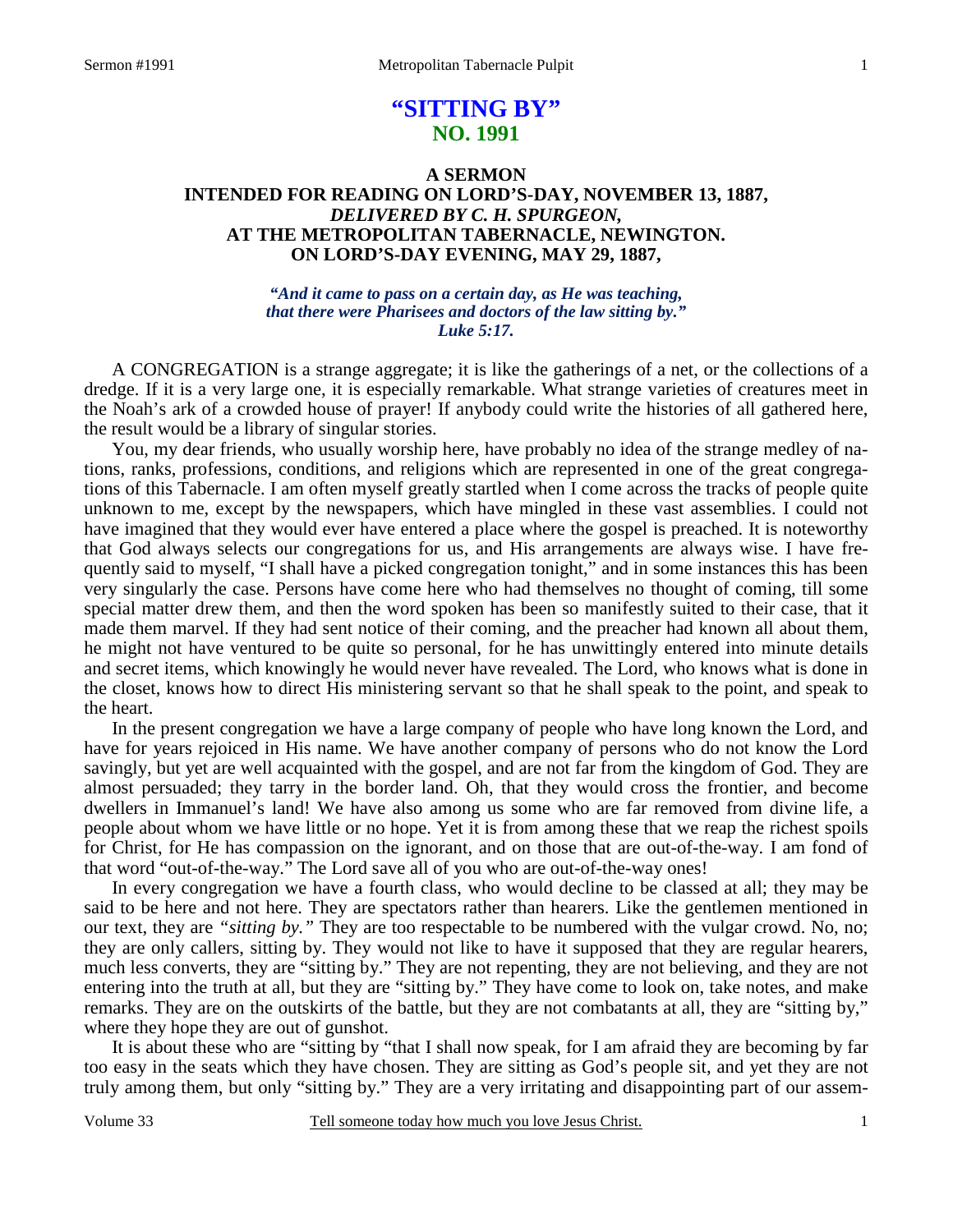# "SITTING BY"
## NO. 1991

### A SERMON
### INTENDED FOR READING ON LORD'S-DAY, NOVEMBER 13, 1887,
### *DELIVERED BY C. H. SPURGEON,*
### AT THE METROPOLITAN TABERNACLE, NEWINGTON.
### ON LORD'S-DAY EVENING, MAY 29, 1887,

*"And it came to pass on a certain day, as He was teaching, that there were Pharisees and doctors of the law sitting by." Luke 5:17.*

A CONGREGATION is a strange aggregate; it is like the gatherings of a net, or the collections of a dredge. If it is a very large one, it is especially remarkable. What strange varieties of creatures meet in the Noah's ark of a crowded house of prayer! If anybody could write the histories of all gathered here, the result would be a library of singular stories.

You, my dear friends, who usually worship here, have probably no idea of the strange medley of nations, ranks, professions, conditions, and religions which are represented in one of the great congregations of this Tabernacle. I am often myself greatly startled when I come across the tracks of people quite unknown to me, except by the newspapers, which have mingled in these vast assemblies. I could not have imagined that they would ever have entered a place where the gospel is preached. It is noteworthy that God always selects our congregations for us, and His arrangements are always wise. I have frequently said to myself, "I shall have a picked congregation tonight," and in some instances this has been very singularly the case. Persons have come here who had themselves no thought of coming, till some special matter drew them, and then the word spoken has been so manifestly suited to their case, that it made them marvel. If they had sent notice of their coming, and the preacher had known all about them, he might not have ventured to be quite so personal, for he has unwittingly entered into minute details and secret items, which knowingly he would never have revealed. The Lord, who knows what is done in the closet, knows how to direct His ministering servant so that he shall speak to the point, and speak to the heart.

In the present congregation we have a large company of people who have long known the Lord, and have for years rejoiced in His name. We have another company of persons who do not know the Lord savingly, but yet are well acquainted with the gospel, and are not far from the kingdom of God. They are almost persuaded; they tarry in the border land. Oh, that they would cross the frontier, and become dwellers in Immanuel's land! We have also among us some who are far removed from divine life, a people about whom we have little or no hope. Yet it is from among these that we reap the richest spoils for Christ, for He has compassion on the ignorant, and on those that are out-of-the-way. I am fond of that word "out-of-the-way." The Lord save all of you who are out-of-the-way ones!

In every congregation we have a fourth class, who would decline to be classed at all; they may be said to be here and not here. They are spectators rather than hearers. Like the gentlemen mentioned in our text, they are *"sitting by."* They are too respectable to be numbered with the vulgar crowd. No, no; they are only callers, sitting by. They would not like to have it supposed that they are regular hearers, much less converts, they are "sitting by." They are not repenting, they are not believing, and they are not entering into the truth at all, but they are "sitting by." They have come to look on, take notes, and make remarks. They are on the outskirts of the battle, but they are not combatants at all, they are "sitting by," where they hope they are out of gunshot.

It is about these who are "sitting by "that I shall now speak, for I am afraid they are becoming by far too easy in the seats which they have chosen. They are sitting as God's people sit, and yet they are not truly among them, but only "sitting by." They are a very irritating and disappointing part of our assem-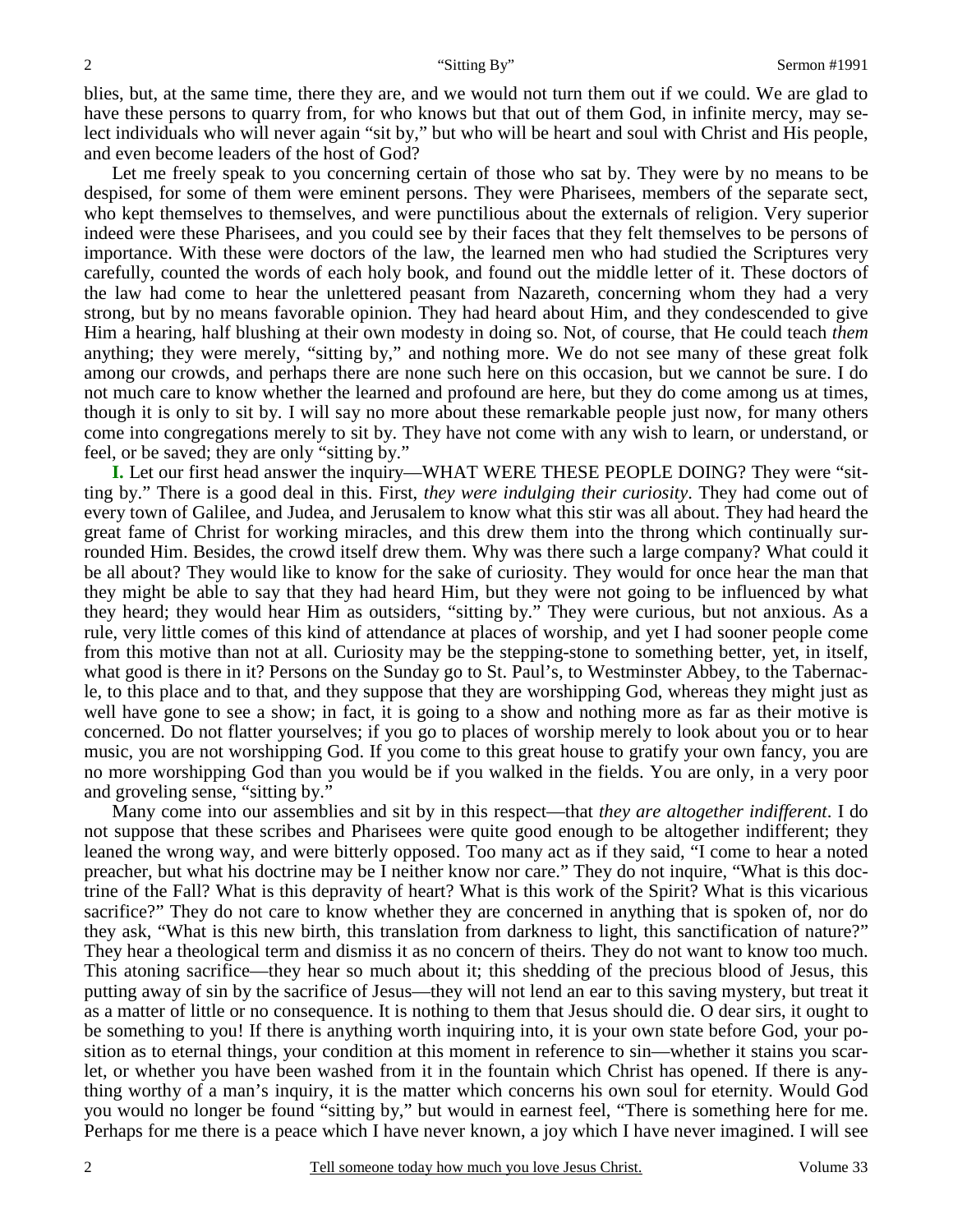blies, but, at the same time, there they are, and we would not turn them out if we could. We are glad to have these persons to quarry from, for who knows but that out of them God, in infinite mercy, may select individuals who will never again "sit by," but who will be heart and soul with Christ and His people, and even become leaders of the host of God?

Let me freely speak to you concerning certain of those who sat by. They were by no means to be despised, for some of them were eminent persons. They were Pharisees, members of the separate sect, who kept themselves to themselves, and were punctilious about the externals of religion. Very superior indeed were these Pharisees, and you could see by their faces that they felt themselves to be persons of importance. With these were doctors of the law, the learned men who had studied the Scriptures very carefully, counted the words of each holy book, and found out the middle letter of it. These doctors of the law had come to hear the unlettered peasant from Nazareth, concerning whom they had a very strong, but by no means favorable opinion. They had heard about Him, and they condescended to give Him a hearing, half blushing at their own modesty in doing so. Not, of course, that He could teach *them* anything; they were merely, "sitting by," and nothing more. We do not see many of these great folk among our crowds, and perhaps there are none such here on this occasion, but we cannot be sure. I do not much care to know whether the learned and profound are here, but they do come among us at times, though it is only to sit by. I will say no more about these remarkable people just now, for many others come into congregations merely to sit by. They have not come with any wish to learn, or understand, or feel, or be saved; they are only "sitting by."

**I.** Let our first head answer the inquiry—WHAT WERE THESE PEOPLE DOING? They were "sitting by." There is a good deal in this. First, *they were indulging their curiosity*. They had come out of every town of Galilee, and Judea, and Jerusalem to know what this stir was all about. They had heard the great fame of Christ for working miracles, and this drew them into the throng which continually surrounded Him. Besides, the crowd itself drew them. Why was there such a large company? What could it be all about? They would like to know for the sake of curiosity. They would for once hear the man that they might be able to say that they had heard Him, but they were not going to be influenced by what they heard; they would hear Him as outsiders, "sitting by." They were curious, but not anxious. As a rule, very little comes of this kind of attendance at places of worship, and yet I had sooner people come from this motive than not at all. Curiosity may be the stepping-stone to something better, yet, in itself, what good is there in it? Persons on the Sunday go to St. Paul's, to Westminster Abbey, to the Tabernacle, to this place and to that, and they suppose that they are worshipping God, whereas they might just as well have gone to see a show; in fact, it is going to a show and nothing more as far as their motive is concerned. Do not flatter yourselves; if you go to places of worship merely to look about you or to hear music, you are not worshipping God. If you come to this great house to gratify your own fancy, you are no more worshipping God than you would be if you walked in the fields. You are only, in a very poor and groveling sense, "sitting by."

Many come into our assemblies and sit by in this respect—that *they are altogether indifferent*. I do not suppose that these scribes and Pharisees were quite good enough to be altogether indifferent; they leaned the wrong way, and were bitterly opposed. Too many act as if they said, "I come to hear a noted preacher, but what his doctrine may be I neither know nor care." They do not inquire, "What is this doctrine of the Fall? What is this depravity of heart? What is this work of the Spirit? What is this vicarious sacrifice?" They do not care to know whether they are concerned in anything that is spoken of, nor do they ask, "What is this new birth, this translation from darkness to light, this sanctification of nature?" They hear a theological term and dismiss it as no concern of theirs. They do not want to know too much. This atoning sacrifice—they hear so much about it; this shedding of the precious blood of Jesus, this putting away of sin by the sacrifice of Jesus—they will not lend an ear to this saving mystery, but treat it as a matter of little or no consequence. It is nothing to them that Jesus should die. O dear sirs, it ought to be something to you! If there is anything worth inquiring into, it is your own state before God, your position as to eternal things, your condition at this moment in reference to sin—whether it stains you scarlet, or whether you have been washed from it in the fountain which Christ has opened. If there is anything worthy of a man's inquiry, it is the matter which concerns his own soul for eternity. Would God you would no longer be found "sitting by," but would in earnest feel, "There is something here for me. Perhaps for me there is a peace which I have never known, a joy which I have never imagined. I will see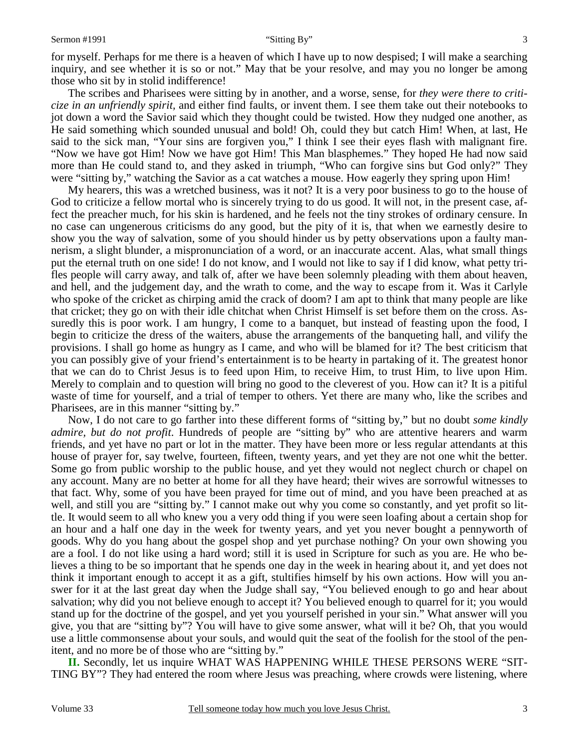for myself. Perhaps for me there is a heaven of which I have up to now despised; I will make a searching inquiry, and see whether it is so or not." May that be your resolve, and may you no longer be among those who sit by in stolid indifference!

The scribes and Pharisees were sitting by in another, and a worse, sense, for *they were there to criticize in an unfriendly spirit,* and either find faults, or invent them. I see them take out their notebooks to jot down a word the Savior said which they thought could be twisted. How they nudged one another, as He said something which sounded unusual and bold! Oh, could they but catch Him! When, at last, He said to the sick man, "Your sins are forgiven you," I think I see their eyes flash with malignant fire. "Now we have got Him! Now we have got Him! This Man blasphemes." They hoped He had now said more than He could stand to, and they asked in triumph, "Who can forgive sins but God only?" They were "sitting by," watching the Savior as a cat watches a mouse. How eagerly they spring upon Him!

My hearers, this was a wretched business, was it not? It is a very poor business to go to the house of God to criticize a fellow mortal who is sincerely trying to do us good. It will not, in the present case, affect the preacher much, for his skin is hardened, and he feels not the tiny strokes of ordinary censure. In no case can ungenerous criticisms do any good, but the pity of it is, that when we earnestly desire to show you the way of salvation, some of you should hinder us by petty observations upon a faulty mannerism, a slight blunder, a mispronunciation of a word, or an inaccurate accent. Alas, what small things put the eternal truth on one side! I do not know, and I would not like to say if I did know, what petty trifles people will carry away, and talk of, after we have been solemnly pleading with them about heaven, and hell, and the judgement day, and the wrath to come, and the way to escape from it. Was it Carlyle who spoke of the cricket as chirping amid the crack of doom? I am apt to think that many people are like that cricket; they go on with their idle chitchat when Christ Himself is set before them on the cross. Assuredly this is poor work. I am hungry, I come to a banquet, but instead of feasting upon the food, I begin to criticize the dress of the waiters, abuse the arrangements of the banqueting hall, and vilify the provisions. I shall go home as hungry as I came, and who will be blamed for it? The best criticism that you can possibly give of your friend's entertainment is to be hearty in partaking of it. The greatest honor that we can do to Christ Jesus is to feed upon Him, to receive Him, to trust Him, to live upon Him. Merely to complain and to question will bring no good to the cleverest of you. How can it? It is a pitiful waste of time for yourself, and a trial of temper to others. Yet there are many who, like the scribes and Pharisees, are in this manner "sitting by."

Now, I do not care to go farther into these different forms of "sitting by," but no doubt *some kindly admire, but do not profit*. Hundreds of people are "sitting by" who are attentive hearers and warm friends, and yet have no part or lot in the matter. They have been more or less regular attendants at this house of prayer for, say twelve, fourteen, fifteen, twenty years, and yet they are not one whit the better. Some go from public worship to the public house, and yet they would not neglect church or chapel on any account. Many are no better at home for all they have heard; their wives are sorrowful witnesses to that fact. Why, some of you have been prayed for time out of mind, and you have been preached at as well, and still you are "sitting by." I cannot make out why you come so constantly, and yet profit so little. It would seem to all who knew you a very odd thing if you were seen loafing about a certain shop for an hour and a half one day in the week for twenty years, and yet you never bought a pennyworth of goods. Why do you hang about the gospel shop and yet purchase nothing? On your own showing you are a fool. I do not like using a hard word; still it is used in Scripture for such as you are. He who believes a thing to be so important that he spends one day in the week in hearing about it, and yet does not think it important enough to accept it as a gift, stultifies himself by his own actions. How will you answer for it at the last great day when the Judge shall say, "You believed enough to go and hear about salvation; why did you not believe enough to accept it? You believed enough to quarrel for it; you would stand up for the doctrine of the gospel, and yet you yourself perished in your sin." What answer will you give, you that are "sitting by"? You will have to give some answer, what will it be? Oh, that you would use a little commonsense about your souls, and would quit the seat of the foolish for the stool of the penitent, and no more be of those who are "sitting by."

**II.** Secondly, let us inquire WHAT WAS HAPPENING WHILE THESE PERSONS WERE "SITTING BY"? They had entered the room where Jesus was preaching, where crowds were listening, where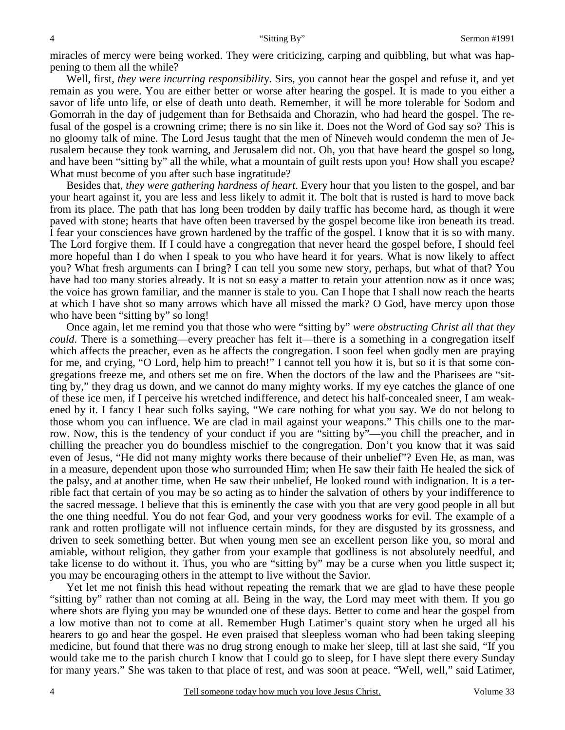miracles of mercy were being worked. They were criticizing, carping and quibbling, but what was happening to them all the while?

Well, first, *they were incurring responsibility*. Sirs, you cannot hear the gospel and refuse it, and yet remain as you were. You are either better or worse after hearing the gospel. It is made to you either a savor of life unto life, or else of death unto death. Remember, it will be more tolerable for Sodom and Gomorrah in the day of judgement than for Bethsaida and Chorazin, who had heard the gospel. The refusal of the gospel is a crowning crime; there is no sin like it. Does not the Word of God say so? This is no gloomy talk of mine. The Lord Jesus taught that the men of Nineveh would condemn the men of Jerusalem because they took warning, and Jerusalem did not. Oh, you that have heard the gospel so long, and have been "sitting by" all the while, what a mountain of guilt rests upon you! How shall you escape? What must become of you after such base ingratitude?

Besides that, *they were gathering hardness of heart*. Every hour that you listen to the gospel, and bar your heart against it, you are less and less likely to admit it. The bolt that is rusted is hard to move back from its place. The path that has long been trodden by daily traffic has become hard, as though it were paved with stone; hearts that have often been traversed by the gospel become like iron beneath its tread. I fear your consciences have grown hardened by the traffic of the gospel. I know that it is so with many. The Lord forgive them. If I could have a congregation that never heard the gospel before, I should feel more hopeful than I do when I speak to you who have heard it for years. What is now likely to affect you? What fresh arguments can I bring? I can tell you some new story, perhaps, but what of that? You have had too many stories already. It is not so easy a matter to retain your attention now as it once was; the voice has grown familiar, and the manner is stale to you. Can I hope that I shall now reach the hearts at which I have shot so many arrows which have all missed the mark? O God, have mercy upon those who have been "sitting by" so long!

Once again, let me remind you that those who were "sitting by" *were obstructing Christ all that they could*. There is a something—every preacher has felt it—there is a something in a congregation itself which affects the preacher, even as he affects the congregation. I soon feel when godly men are praying for me, and crying, "O Lord, help him to preach!" I cannot tell you how it is, but so it is that some congregations freeze me, and others set me on fire. When the doctors of the law and the Pharisees are "sitting by," they drag us down, and we cannot do many mighty works. If my eye catches the glance of one of these ice men, if I perceive his wretched indifference, and detect his half-concealed sneer, I am weakened by it. I fancy I hear such folks saying, "We care nothing for what you say. We do not belong to those whom you can influence. We are clad in mail against your weapons." This chills one to the marrow. Now, this is the tendency of your conduct if you are "sitting by"—you chill the preacher, and in chilling the preacher you do boundless mischief to the congregation. Don't you know that it was said even of Jesus, "He did not many mighty works there because of their unbelief"? Even He, as man, was in a measure, dependent upon those who surrounded Him; when He saw their faith He healed the sick of the palsy, and at another time, when He saw their unbelief, He looked round with indignation. It is a terrible fact that certain of you may be so acting as to hinder the salvation of others by your indifference to the sacred message. I believe that this is eminently the case with you that are very good people in all but the one thing needful. You do not fear God, and your very goodness works for evil. The example of a rank and rotten profligate will not influence certain minds, for they are disgusted by its grossness, and driven to seek something better. But when young men see an excellent person like you, so moral and amiable, without religion, they gather from your example that godliness is not absolutely needful, and take license to do without it. Thus, you who are "sitting by" may be a curse when you little suspect it; you may be encouraging others in the attempt to live without the Savior.

Yet let me not finish this head without repeating the remark that we are glad to have these people "sitting by" rather than not coming at all. Being in the way, the Lord may meet with them. If you go where shots are flying you may be wounded one of these days. Better to come and hear the gospel from a low motive than not to come at all. Remember Hugh Latimer's quaint story when he urged all his hearers to go and hear the gospel. He even praised that sleepless woman who had been taking sleeping medicine, but found that there was no drug strong enough to make her sleep, till at last she said, "If you would take me to the parish church I know that I could go to sleep, for I have slept there every Sunday for many years." She was taken to that place of rest, and was soon at peace. "Well, well," said Latimer,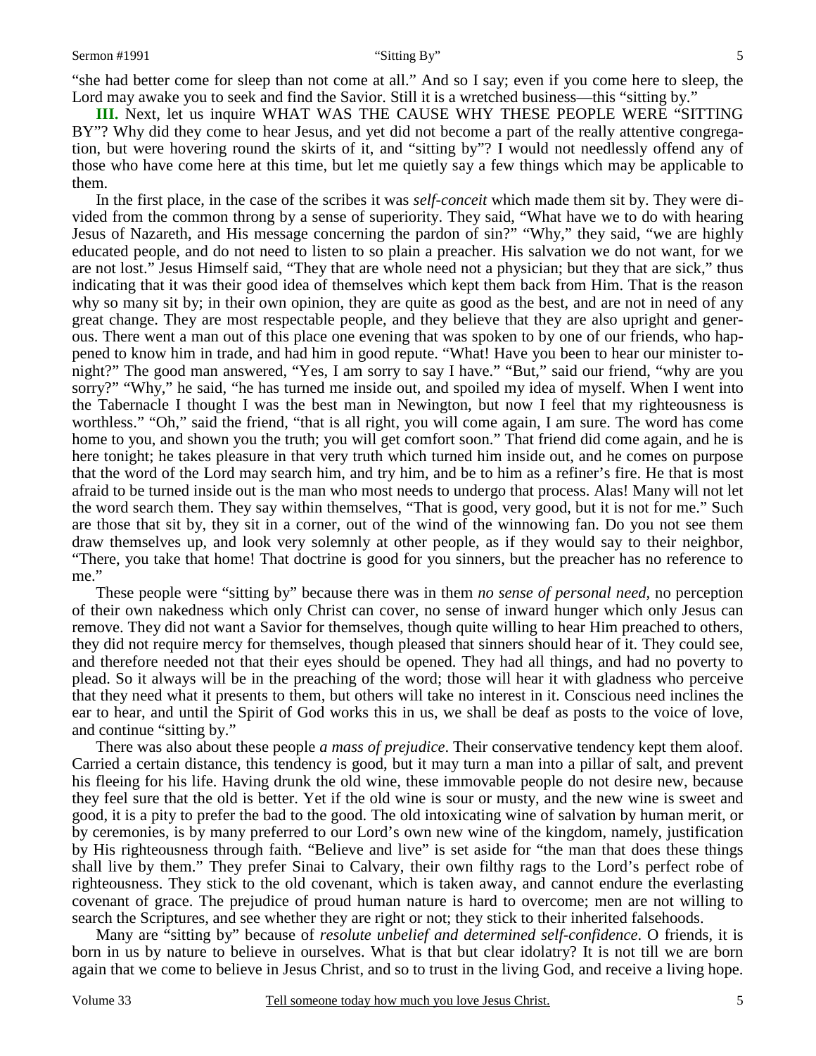"she had better come for sleep than not come at all." And so I say; even if you come here to sleep, the Lord may awake you to seek and find the Savior. Still it is a wretched business—this "sitting by."

**III.** Next, let us inquire WHAT WAS THE CAUSE WHY THESE PEOPLE WERE "SITTING BY"? Why did they come to hear Jesus, and yet did not become a part of the really attentive congregation, but were hovering round the skirts of it, and "sitting by"? I would not needlessly offend any of those who have come here at this time, but let me quietly say a few things which may be applicable to them.

In the first place, in the case of the scribes it was *self-conceit* which made them sit by. They were divided from the common throng by a sense of superiority. They said, "What have we to do with hearing Jesus of Nazareth, and His message concerning the pardon of sin?" "Why," they said, "we are highly educated people, and do not need to listen to so plain a preacher. His salvation we do not want, for we are not lost." Jesus Himself said, "They that are whole need not a physician; but they that are sick," thus indicating that it was their good idea of themselves which kept them back from Him. That is the reason why so many sit by; in their own opinion, they are quite as good as the best, and are not in need of any great change. They are most respectable people, and they believe that they are also upright and generous. There went a man out of this place one evening that was spoken to by one of our friends, who happened to know him in trade, and had him in good repute. "What! Have you been to hear our minister tonight?" The good man answered, "Yes, I am sorry to say I have." "But," said our friend, "why are you sorry?" "Why," he said, "he has turned me inside out, and spoiled my idea of myself. When I went into the Tabernacle I thought I was the best man in Newington, but now I feel that my righteousness is worthless." "Oh," said the friend, "that is all right, you will come again, I am sure. The word has come home to you, and shown you the truth; you will get comfort soon." That friend did come again, and he is here tonight; he takes pleasure in that very truth which turned him inside out, and he comes on purpose that the word of the Lord may search him, and try him, and be to him as a refiner's fire. He that is most afraid to be turned inside out is the man who most needs to undergo that process. Alas! Many will not let the word search them. They say within themselves, "That is good, very good, but it is not for me." Such are those that sit by, they sit in a corner, out of the wind of the winnowing fan. Do you not see them draw themselves up, and look very solemnly at other people, as if they would say to their neighbor, "There, you take that home! That doctrine is good for you sinners, but the preacher has no reference to me."

These people were "sitting by" because there was in them *no sense of personal need,* no perception of their own nakedness which only Christ can cover, no sense of inward hunger which only Jesus can remove. They did not want a Savior for themselves, though quite willing to hear Him preached to others, they did not require mercy for themselves, though pleased that sinners should hear of it. They could see, and therefore needed not that their eyes should be opened. They had all things, and had no poverty to plead. So it always will be in the preaching of the word; those will hear it with gladness who perceive that they need what it presents to them, but others will take no interest in it. Conscious need inclines the ear to hear, and until the Spirit of God works this in us, we shall be deaf as posts to the voice of love, and continue "sitting by."

There was also about these people *a mass of prejudice*. Their conservative tendency kept them aloof. Carried a certain distance, this tendency is good, but it may turn a man into a pillar of salt, and prevent his fleeing for his life. Having drunk the old wine, these immovable people do not desire new, because they feel sure that the old is better. Yet if the old wine is sour or musty, and the new wine is sweet and good, it is a pity to prefer the bad to the good. The old intoxicating wine of salvation by human merit, or by ceremonies, is by many preferred to our Lord's own new wine of the kingdom, namely, justification by His righteousness through faith. "Believe and live" is set aside for "the man that does these things shall live by them." They prefer Sinai to Calvary, their own filthy rags to the Lord's perfect robe of righteousness. They stick to the old covenant, which is taken away, and cannot endure the everlasting covenant of grace. The prejudice of proud human nature is hard to overcome; men are not willing to search the Scriptures, and see whether they are right or not; they stick to their inherited falsehoods.

Many are "sitting by" because of *resolute unbelief and determined self-confidence*. O friends, it is born in us by nature to believe in ourselves. What is that but clear idolatry? It is not till we are born again that we come to believe in Jesus Christ, and so to trust in the living God, and receive a living hope.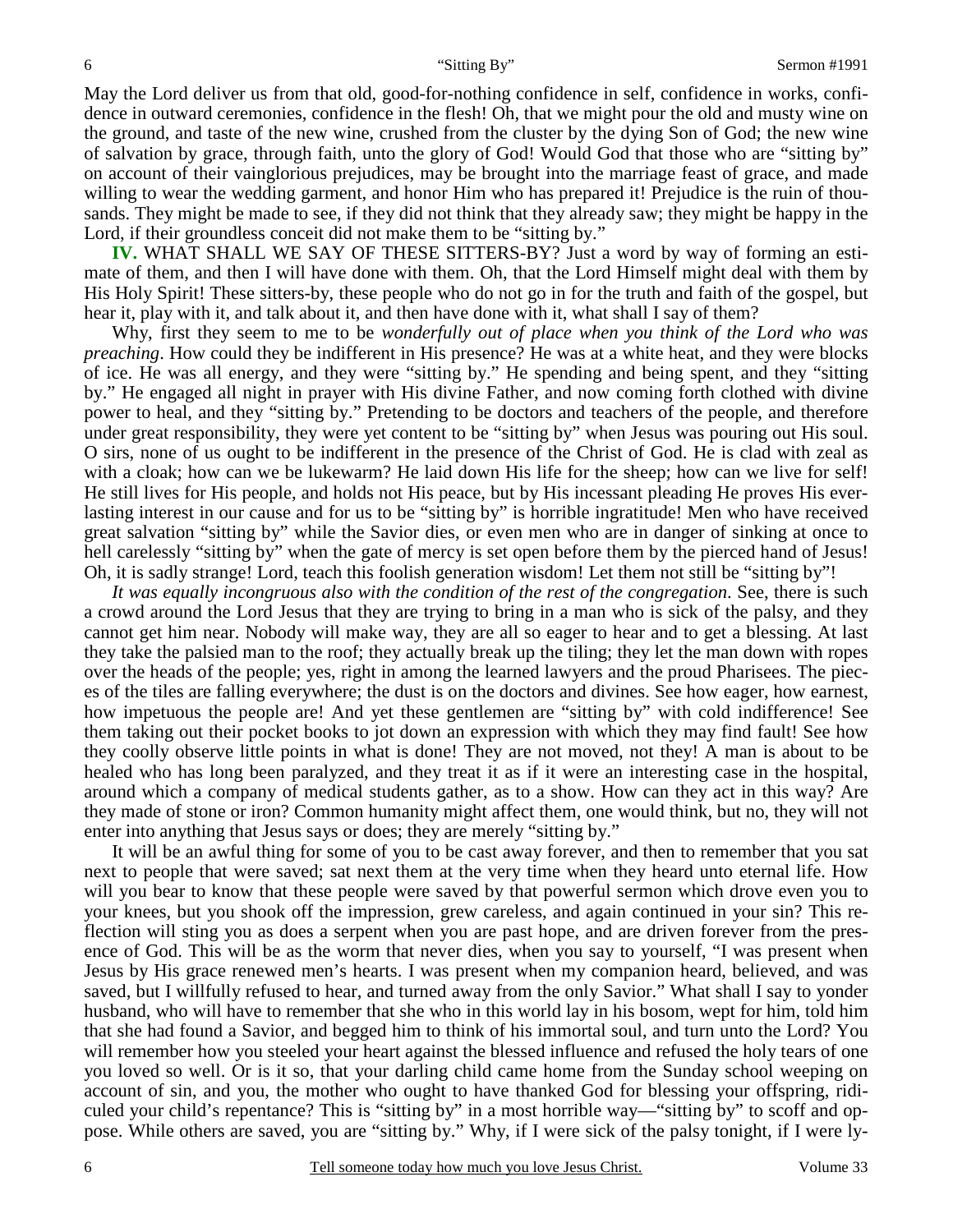May the Lord deliver us from that old, good-for-nothing confidence in self, confidence in works, confidence in outward ceremonies, confidence in the flesh! Oh, that we might pour the old and musty wine on the ground, and taste of the new wine, crushed from the cluster by the dying Son of God; the new wine of salvation by grace, through faith, unto the glory of God! Would God that those who are "sitting by" on account of their vainglorious prejudices, may be brought into the marriage feast of grace, and made willing to wear the wedding garment, and honor Him who has prepared it! Prejudice is the ruin of thousands. They might be made to see, if they did not think that they already saw; they might be happy in the Lord, if their groundless conceit did not make them to be "sitting by."

**IV.** WHAT SHALL WE SAY OF THESE SITTERS-BY? Just a word by way of forming an estimate of them, and then I will have done with them. Oh, that the Lord Himself might deal with them by His Holy Spirit! These sitters-by, these people who do not go in for the truth and faith of the gospel, but hear it, play with it, and talk about it, and then have done with it, what shall I say of them?

Why, first they seem to me to be *wonderfully out of place when you think of the Lord who was preaching*. How could they be indifferent in His presence? He was at a white heat, and they were blocks of ice. He was all energy, and they were "sitting by." He spending and being spent, and they "sitting by." He engaged all night in prayer with His divine Father, and now coming forth clothed with divine power to heal, and they "sitting by." Pretending to be doctors and teachers of the people, and therefore under great responsibility, they were yet content to be "sitting by" when Jesus was pouring out His soul. O sirs, none of us ought to be indifferent in the presence of the Christ of God. He is clad with zeal as with a cloak; how can we be lukewarm? He laid down His life for the sheep; how can we live for self! He still lives for His people, and holds not His peace, but by His incessant pleading He proves His everlasting interest in our cause and for us to be "sitting by" is horrible ingratitude! Men who have received great salvation "sitting by" while the Savior dies, or even men who are in danger of sinking at once to hell carelessly "sitting by" when the gate of mercy is set open before them by the pierced hand of Jesus! Oh, it is sadly strange! Lord, teach this foolish generation wisdom! Let them not still be "sitting by"!

*It was equally incongruous also with the condition of the rest of the congregation.* See, there is such a crowd around the Lord Jesus that they are trying to bring in a man who is sick of the palsy, and they cannot get him near. Nobody will make way, they are all so eager to hear and to get a blessing. At last they take the palsied man to the roof; they actually break up the tiling; they let the man down with ropes over the heads of the people; yes, right in among the learned lawyers and the proud Pharisees. The pieces of the tiles are falling everywhere; the dust is on the doctors and divines. See how eager, how earnest, how impetuous the people are! And yet these gentlemen are "sitting by" with cold indifference! See them taking out their pocket books to jot down an expression with which they may find fault! See how they coolly observe little points in what is done! They are not moved, not they! A man is about to be healed who has long been paralyzed, and they treat it as if it were an interesting case in the hospital, around which a company of medical students gather, as to a show. How can they act in this way? Are they made of stone or iron? Common humanity might affect them, one would think, but no, they will not enter into anything that Jesus says or does; they are merely "sitting by."

It will be an awful thing for some of you to be cast away forever, and then to remember that you sat next to people that were saved; sat next them at the very time when they heard unto eternal life. How will you bear to know that these people were saved by that powerful sermon which drove even you to your knees, but you shook off the impression, grew careless, and again continued in your sin? This reflection will sting you as does a serpent when you are past hope, and are driven forever from the presence of God. This will be as the worm that never dies, when you say to yourself, "I was present when Jesus by His grace renewed men's hearts. I was present when my companion heard, believed, and was saved, but I willfully refused to hear, and turned away from the only Savior." What shall I say to yonder husband, who will have to remember that she who in this world lay in his bosom, wept for him, told him that she had found a Savior, and begged him to think of his immortal soul, and turn unto the Lord? You will remember how you steeled your heart against the blessed influence and refused the holy tears of one you loved so well. Or is it so, that your darling child came home from the Sunday school weeping on account of sin, and you, the mother who ought to have thanked God for blessing your offspring, ridiculed your child's repentance? This is "sitting by" in a most horrible way—"sitting by" to scoff and oppose. While others are saved, you are "sitting by." Why, if I were sick of the palsy tonight, if I were ly-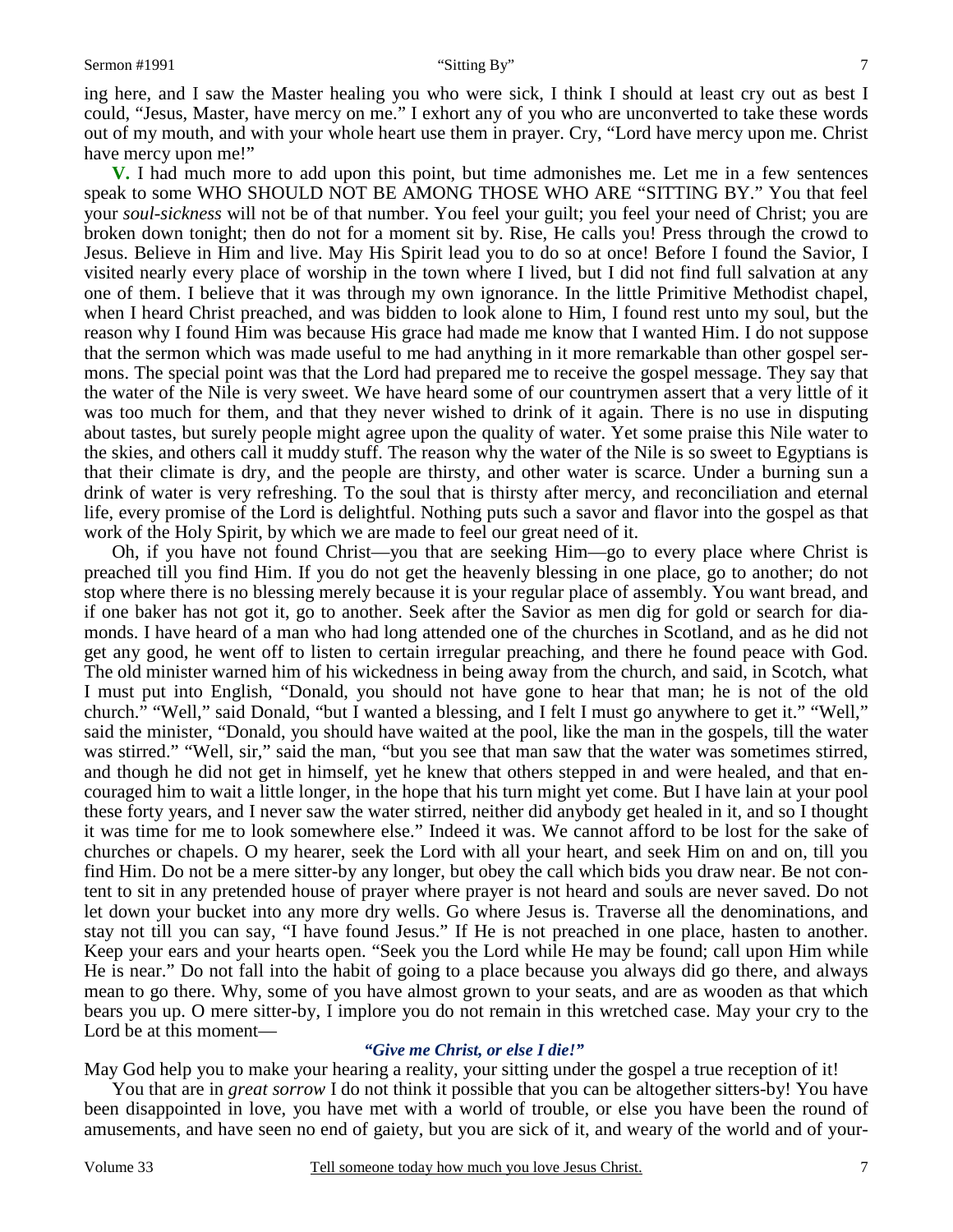ing here, and I saw the Master healing you who were sick, I think I should at least cry out as best I could, "Jesus, Master, have mercy on me." I exhort any of you who are unconverted to take these words out of my mouth, and with your whole heart use them in prayer. Cry, "Lord have mercy upon me. Christ have mercy upon me!"

**V.** I had much more to add upon this point, but time admonishes me. Let me in a few sentences speak to some WHO SHOULD NOT BE AMONG THOSE WHO ARE "SITTING BY." You that feel your *soul-sickness* will not be of that number. You feel your guilt; you feel your need of Christ; you are broken down tonight; then do not for a moment sit by. Rise, He calls you! Press through the crowd to Jesus. Believe in Him and live. May His Spirit lead you to do so at once! Before I found the Savior, I visited nearly every place of worship in the town where I lived, but I did not find full salvation at any one of them. I believe that it was through my own ignorance. In the little Primitive Methodist chapel, when I heard Christ preached, and was bidden to look alone to Him, I found rest unto my soul, but the reason why I found Him was because His grace had made me know that I wanted Him. I do not suppose that the sermon which was made useful to me had anything in it more remarkable than other gospel sermons. The special point was that the Lord had prepared me to receive the gospel message. They say that the water of the Nile is very sweet. We have heard some of our countrymen assert that a very little of it was too much for them, and that they never wished to drink of it again. There is no use in disputing about tastes, but surely people might agree upon the quality of water. Yet some praise this Nile water to the skies, and others call it muddy stuff. The reason why the water of the Nile is so sweet to Egyptians is that their climate is dry, and the people are thirsty, and other water is scarce. Under a burning sun a drink of water is very refreshing. To the soul that is thirsty after mercy, and reconciliation and eternal life, every promise of the Lord is delightful. Nothing puts such a savor and flavor into the gospel as that work of the Holy Spirit, by which we are made to feel our great need of it.

Oh, if you have not found Christ—you that are seeking Him—go to every place where Christ is preached till you find Him. If you do not get the heavenly blessing in one place, go to another; do not stop where there is no blessing merely because it is your regular place of assembly. You want bread, and if one baker has not got it, go to another. Seek after the Savior as men dig for gold or search for diamonds. I have heard of a man who had long attended one of the churches in Scotland, and as he did not get any good, he went off to listen to certain irregular preaching, and there he found peace with God. The old minister warned him of his wickedness in being away from the church, and said, in Scotch, what I must put into English, "Donald, you should not have gone to hear that man; he is not of the old church." "Well," said Donald, "but I wanted a blessing, and I felt I must go anywhere to get it." "Well," said the minister, "Donald, you should have waited at the pool, like the man in the gospels, till the water was stirred." "Well, sir," said the man, "but you see that man saw that the water was sometimes stirred, and though he did not get in himself, yet he knew that others stepped in and were healed, and that encouraged him to wait a little longer, in the hope that his turn might yet come. But I have lain at your pool these forty years, and I never saw the water stirred, neither did anybody get healed in it, and so I thought it was time for me to look somewhere else." Indeed it was. We cannot afford to be lost for the sake of churches or chapels. O my hearer, seek the Lord with all your heart, and seek Him on and on, till you find Him. Do not be a mere sitter-by any longer, but obey the call which bids you draw near. Be not content to sit in any pretended house of prayer where prayer is not heard and souls are never saved. Do not let down your bucket into any more dry wells. Go where Jesus is. Traverse all the denominations, and stay not till you can say, "I have found Jesus." If He is not preached in one place, hasten to another. Keep your ears and your hearts open. "Seek you the Lord while He may be found; call upon Him while He is near." Do not fall into the habit of going to a place because you always did go there, and always mean to go there. Why, some of you have almost grown to your seats, and are as wooden as that which bears you up. O mere sitter-by, I implore you do not remain in this wretched case. May your cry to the Lord be at this moment—

*"Give me Christ, or else I die!"*

May God help you to make your hearing a reality, your sitting under the gospel a true reception of it!

You that are in *great sorrow* I do not think it possible that you can be altogether sitters-by! You have been disappointed in love, you have met with a world of trouble, or else you have been the round of amusements, and have seen no end of gaiety, but you are sick of it, and weary of the world and of your-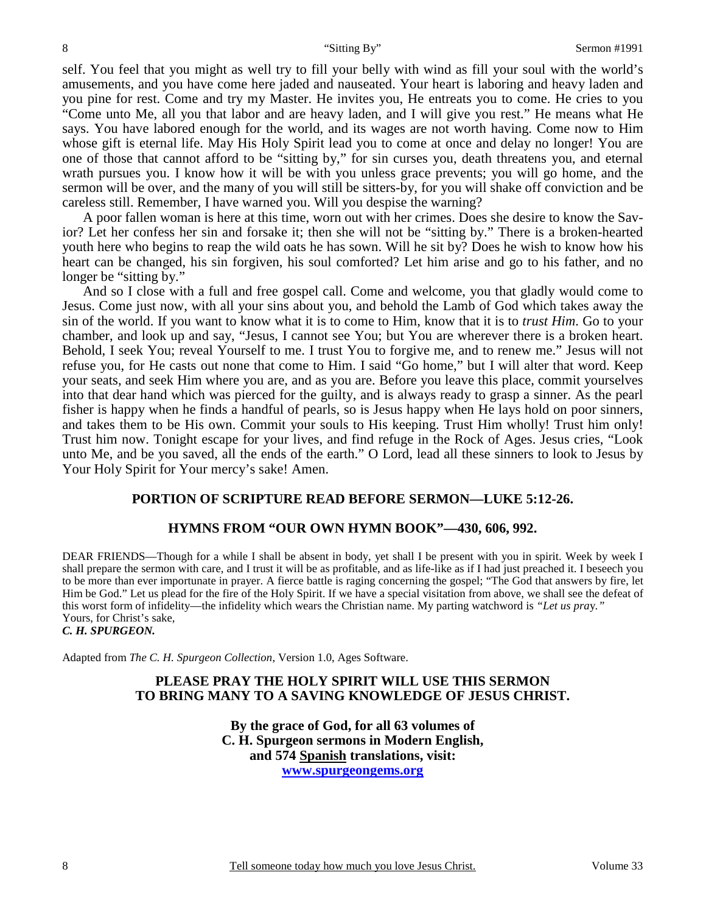self. You feel that you might as well try to fill your belly with wind as fill your soul with the world's amusements, and you have come here jaded and nauseated. Your heart is laboring and heavy laden and you pine for rest. Come and try my Master. He invites you, He entreats you to come. He cries to you "Come unto Me, all you that labor and are heavy laden, and I will give you rest." He means what He says. You have labored enough for the world, and its wages are not worth having. Come now to Him whose gift is eternal life. May His Holy Spirit lead you to come at once and delay no longer! You are one of those that cannot afford to be "sitting by," for sin curses you, death threatens you, and eternal wrath pursues you. I know how it will be with you unless grace prevents; you will go home, and the sermon will be over, and the many of you will still be sitters-by, for you will shake off conviction and be careless still. Remember, I have warned you. Will you despise the warning?

A poor fallen woman is here at this time, worn out with her crimes. Does she desire to know the Savior? Let her confess her sin and forsake it; then she will not be "sitting by." There is a broken-hearted youth here who begins to reap the wild oats he has sown. Will he sit by? Does he wish to know how his heart can be changed, his sin forgiven, his soul comforted? Let him arise and go to his father, and no longer be "sitting by."

And so I close with a full and free gospel call. Come and welcome, you that gladly would come to Jesus. Come just now, with all your sins about you, and behold the Lamb of God which takes away the sin of the world. If you want to know what it is to come to Him, know that it is to *trust Him*. Go to your chamber, and look up and say, "Jesus, I cannot see You; but You are wherever there is a broken heart. Behold, I seek You; reveal Yourself to me. I trust You to forgive me, and to renew me." Jesus will not refuse you, for He casts out none that come to Him. I said "Go home," but I will alter that word. Keep your seats, and seek Him where you are, and as you are. Before you leave this place, commit yourselves into that dear hand which was pierced for the guilty, and is always ready to grasp a sinner. As the pearl fisher is happy when he finds a handful of pearls, so is Jesus happy when He lays hold on poor sinners, and takes them to be His own. Commit your souls to His keeping. Trust Him wholly! Trust him only! Trust him now. Tonight escape for your lives, and find refuge in the Rock of Ages. Jesus cries, "Look unto Me, and be you saved, all the ends of the earth." O Lord, lead all these sinners to look to Jesus by Your Holy Spirit for Your mercy's sake! Amen.

**PORTION OF SCRIPTURE READ BEFORE SERMON—LUKE 5:12-26.**

**HYMNS FROM "OUR OWN HYMN BOOK"—430, 606, 992.**

DEAR FRIENDS—Though for a while I shall be absent in body, yet shall I be present with you in spirit. Week by week I shall prepare the sermon with care, and I trust it will be as profitable, and as life-like as if I had just preached it. I beseech you to be more than ever importunate in prayer. A fierce battle is raging concerning the gospel; "The God that answers by fire, let Him be God." Let us plead for the fire of the Holy Spirit. If we have a special visitation from above, we shall see the defeat of this worst form of infidelity—the infidelity which wears the Christian name. My parting watchword is *"Let us pray."*
Yours, for Christ's sake,
***C. H. SPURGEON.***

Adapted from *The C. H. Spurgeon Collection*, Version 1.0, Ages Software.

**PLEASE PRAY THE HOLY SPIRIT WILL USE THIS SERMON TO BRING MANY TO A SAVING KNOWLEDGE OF JESUS CHRIST.**

**By the grace of God, for all 63 volumes of C. H. Spurgeon sermons in Modern English, and 574 Spanish translations, visit: www.spurgeongems.org**